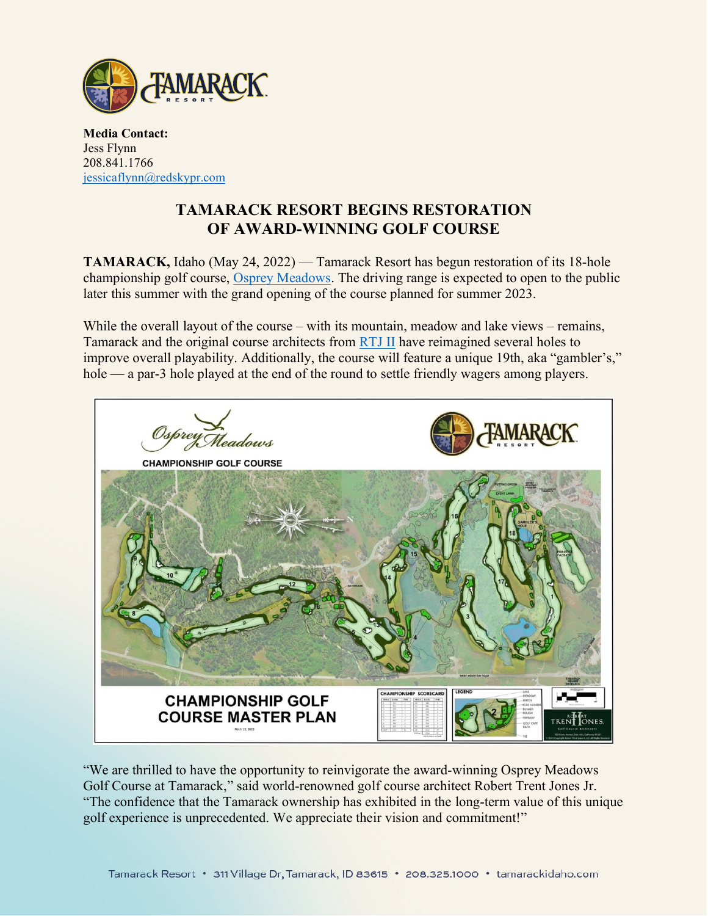**Media Contact:**
Jess Flynn
208.841.1766
jessicaflynn@redskypr.com

# TAMARACK RESORT BEGINS RESTORATION OF AWARD-WINNING GOLF COURSE

**TAMARACK,** Idaho (May 24, 2022) — Tamarack Resort has begun restoration of its 18-hole championship golf course, Osprey Meadows. The driving range is expected to open to the public later this summer with the grand opening of the course planned for summer 2023.

While the overall layout of the course – with its mountain, meadow and lake views – remains, Tamarack and the original course architects from RTJ II have reimagined several holes to improve overall playability. Additionally, the course will feature a unique 19th, aka "gambler's," hole — a par-3 hole played at the end of the round to settle friendly wagers among players.

"We are thrilled to have the opportunity to reinvigorate the award-winning Osprey Meadows Golf Course at Tamarack," said world-renowned golf course architect Robert Trent Jones Jr. "The confidence that the Tamarack ownership has exhibited in the long-term value of this unique golf experience is unprecedented. We appreciate their vision and commitment!"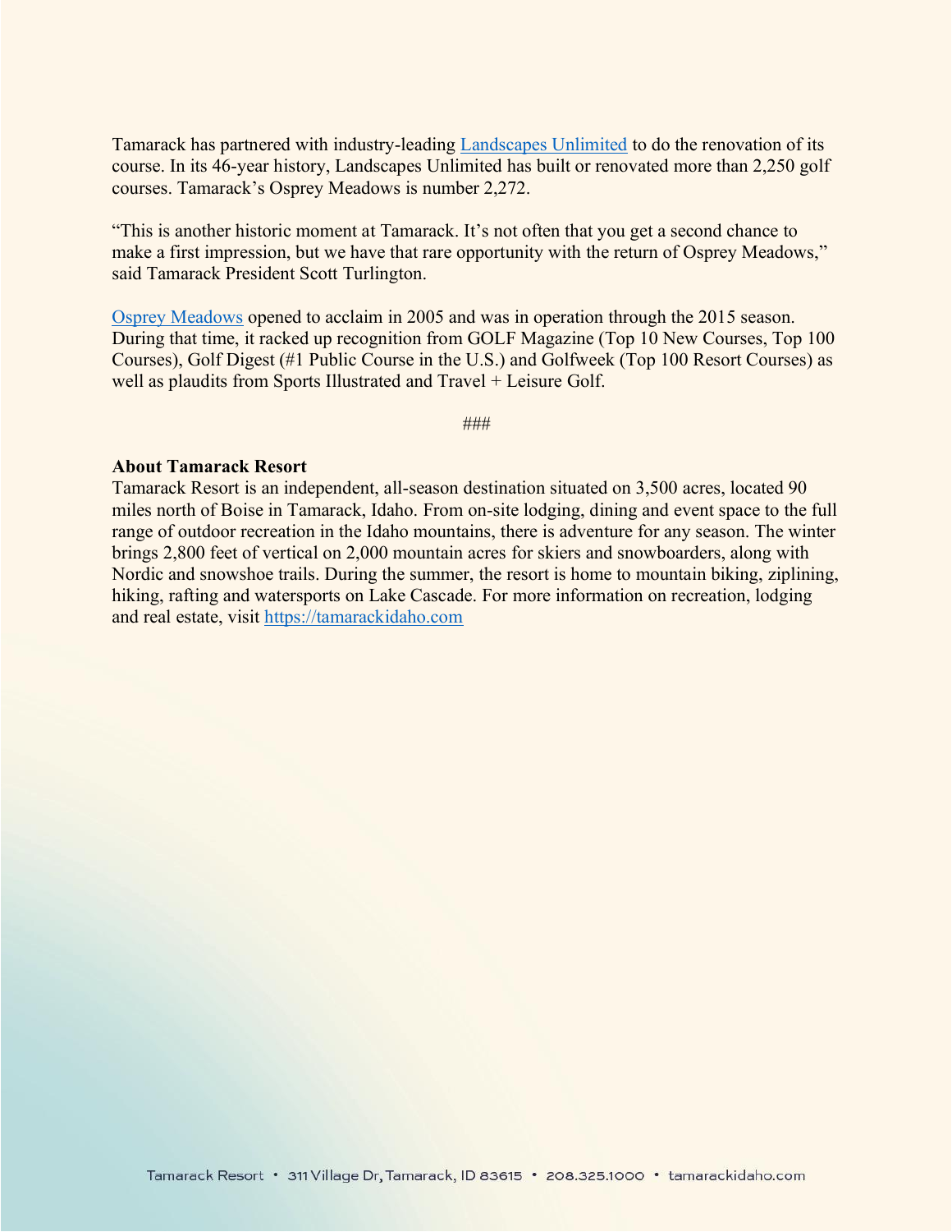Tamarack has partnered with industry-leading [Landscapes Unlimited] to do the renovation of its course. In its 46-year history, Landscapes Unlimited has built or renovated more than 2,250 golf courses. Tamarack's Osprey Meadows is number 2,272.

"This is another historic moment at Tamarack. It's not often that you get a second chance to make a first impression, but we have that rare opportunity with the return of Osprey Meadows," said Tamarack President Scott Turlington.

Osprey Meadows opened to acclaim in 2005 and was in operation through the 2015 season. During that time, it racked up recognition from GOLF Magazine (Top 10 New Courses, Top 100 Courses), Golf Digest (#1 Public Course in the U.S.) and Golfweek (Top 100 Resort Courses) as well as plaudits from Sports Illustrated and Travel + Leisure Golf.

###

**About Tamarack Resort**

Tamarack Resort is an independent, all-season destination situated on 3,500 acres, located 90 miles north of Boise in Tamarack, Idaho. From on-site lodging, dining and event space to the full range of outdoor recreation in the Idaho mountains, there is adventure for any season. The winter brings 2,800 feet of vertical on 2,000 mountain acres for skiers and snowboarders, along with Nordic and snowshoe trails. During the summer, the resort is home to mountain biking, ziplining, hiking, rafting and watersports on Lake Cascade. For more information on recreation, lodging and real estate, visit https://tamarackidaho.com

Tamarack Resort • 311 Village Dr, Tamarack, ID 83615 • 208.325.1000 • tamarackidaho.com